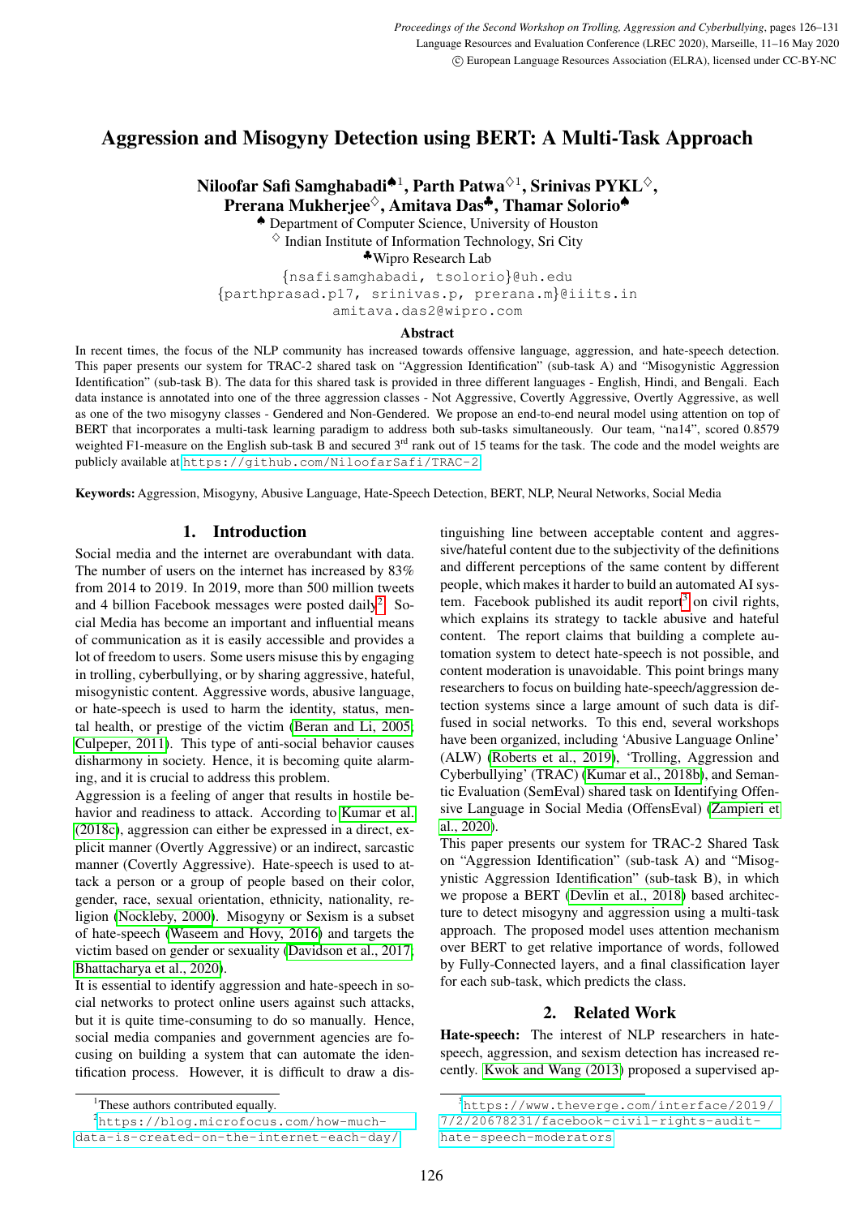# Aggression and Misogyny Detection using BERT: A Multi-Task Approach

**Niloofar Safi Samghabadi**[♠1], **Parth Patwa**[♢1], **Srinivas PYKL**[♢], **Prerana Mukherjee**[♢], **Amitava Das**[♣], **Thamar Solorio**[♠]

[♠] Department of Computer Science, University of Houston
[♢] Indian Institute of Information Technology, Sri City
[♣]Wipro Research Lab

{nsafisamghabadi, tsolorio}@uh.edu
{parthprasad.p17, srinivas.p, prerana.m}@iiits.in
amitava.das2@wipro.com

### Abstract

In recent times, the focus of the NLP community has increased towards offensive language, aggression, and hate-speech detection. This paper presents our system for TRAC-2 shared task on "Aggression Identification" (sub-task A) and "Misogynistic Aggression Identification" (sub-task B). The data for this shared task is provided in three different languages - English, Hindi, and Bengali. Each data instance is annotated into one of the three aggression classes - Not Aggressive, Covertly Aggressive, Overtly Aggressive, as well as one of the two misogyny classes - Gendered and Non-Gendered. We propose an end-to-end neural model using attention on top of BERT that incorporates a multi-task learning paradigm to address both sub-tasks simultaneously. Our team, "na14", scored 0.8579 weighted F1-measure on the English sub-task B and secured 3[rd] rank out of 15 teams for the task. The code and the model weights are publicly available at https://github.com/NiloofarSafi/TRAC-2.

**Keywords:** Aggression, Misogyny, Abusive Language, Hate-Speech Detection, BERT, NLP, Neural Networks, Social Media

## 1. Introduction

Social media and the internet are overabundant with data. The number of users on the internet has increased by 83% from 2014 to 2019. In 2019, more than 500 million tweets and 4 billion Facebook messages were posted daily[2]. Social Media has become an important and influential means of communication as it is easily accessible and provides a lot of freedom to users. Some users misuse this by engaging in trolling, cyberbullying, or by sharing aggressive, hateful, misogynistic content. Aggressive words, abusive language, or hate-speech is used to harm the identity, status, mental health, or prestige of the victim (Beran and Li, 2005; Culpeper, 2011). This type of anti-social behavior causes disharmony in society. Hence, it is becoming quite alarming, and it is crucial to address this problem.

Aggression is a feeling of anger that results in hostile behavior and readiness to attack. According to Kumar et al. (2018c), aggression can either be expressed in a direct, explicit manner (Overtly Aggressive) or an indirect, sarcastic manner (Covertly Aggressive). Hate-speech is used to attack a person or a group of people based on their color, gender, race, sexual orientation, ethnicity, nationality, religion (Nockleby, 2000). Misogyny or Sexism is a subset of hate-speech (Waseem and Hovy, 2016) and targets the victim based on gender or sexuality (Davidson et al., 2017; Bhattacharya et al., 2020).

It is essential to identify aggression and hate-speech in social networks to protect online users against such attacks, but it is quite time-consuming to do so manually. Hence, social media companies and government agencies are focusing on building a system that can automate the identification process. However, it is difficult to draw a distinguishing line between acceptable content and aggressive/hateful content due to the subjectivity of the definitions and different perceptions of the same content by different people, which makes it harder to build an automated AI system. Facebook published its audit report[3] on civil rights, which explains its strategy to tackle abusive and hateful content. The report claims that building a complete automation system to detect hate-speech is not possible, and content moderation is unavoidable. This point brings many researchers to focus on building hate-speech/aggression detection systems since a large amount of such data is diffused in social networks. To this end, several workshops have been organized, including 'Abusive Language Online' (ALW) (Roberts et al., 2019), 'Trolling, Aggression and Cyberbullying' (TRAC) (Kumar et al., 2018b), and Semantic Evaluation (SemEval) shared task on Identifying Offensive Language in Social Media (OffensEval) (Zampieri et al., 2020).

This paper presents our system for TRAC-2 Shared Task on "Aggression Identification" (sub-task A) and "Misogynistic Aggression Identification" (sub-task B), in which we propose a BERT (Devlin et al., 2018) based architecture to detect misogyny and aggression using a multi-task approach. The proposed model uses attention mechanism over BERT to get relative importance of words, followed by Fully-Connected layers, and a final classification layer for each sub-task, which predicts the class.

## 2. Related Work

**Hate-speech:** The interest of NLP researchers in hate-speech, aggression, and sexism detection has increased recently. Kwok and Wang (2013) proposed a supervised ap-

[1]These authors contributed equally.

[2]https://blog.microfocus.com/how-much-data-is-created-on-the-internet-each-day/

[3]https://www.theverge.com/interface/2019/7/2/20678231/facebook-civil-rights-audit-hate-speech-moderators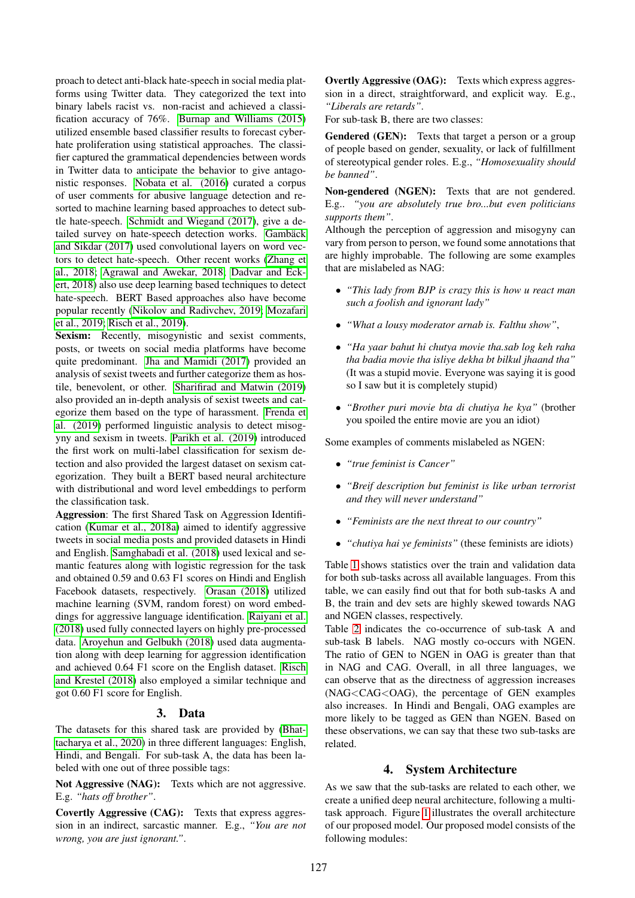proach to detect anti-black hate-speech in social media platforms using Twitter data. They categorized the text into binary labels racist vs. non-racist and achieved a classification accuracy of 76%. Burnap and Williams (2015) utilized ensemble based classifier results to forecast cyberhate proliferation using statistical approaches. The classifier captured the grammatical dependencies between words in Twitter data to anticipate the behavior to give antagonistic responses. Nobata et al. (2016) curated a corpus of user comments for abusive language detection and resorted to machine learning based approaches to detect subtle hate-speech. Schmidt and Wiegand (2017), give a detailed survey on hate-speech detection works. Gambäck and Sikdar (2017) used convolutional layers on word vectors to detect hate-speech. Other recent works (Zhang et al., 2018; Agrawal and Awekar, 2018; Dadvar and Eckert, 2018) also use deep learning based techniques to detect hate-speech. BERT Based approaches also have become popular recently (Nikolov and Radivchev, 2019; Mozafari et al., 2019; Risch et al., 2019).

**Sexism:** Recently, misogynistic and sexist comments, posts, or tweets on social media platforms have become quite predominant. Jha and Mamidi (2017) provided an analysis of sexist tweets and further categorize them as hostile, benevolent, or other. Sharifirad and Matwin (2019) also provided an in-depth analysis of sexist tweets and categorize them based on the type of harassment. Frenda et al. (2019) performed linguistic analysis to detect misogyny and sexism in tweets. Parikh et al. (2019) introduced the first work on multi-label classification for sexism detection and also provided the largest dataset on sexism categorization. They built a BERT based neural architecture with distributional and word level embeddings to perform the classification task.

**Aggression**: The first Shared Task on Aggression Identification (Kumar et al., 2018a) aimed to identify aggressive tweets in social media posts and provided datasets in Hindi and English. Samghabadi et al. (2018) used lexical and semantic features along with logistic regression for the task and obtained 0.59 and 0.63 F1 scores on Hindi and English Facebook datasets, respectively. Orasan (2018) utilized machine learning (SVM, random forest) on word embeddings for aggressive language identification. Raiyani et al. (2018) used fully connected layers on highly pre-processed data. Aroyehun and Gelbukh (2018) used data augmentation along with deep learning for aggression identification and achieved 0.64 F1 score on the English dataset. Risch and Krestel (2018) also employed a similar technique and got 0.60 F1 score for English.

## 3. Data

The datasets for this shared task are provided by (Bhattacharya et al., 2020) in three different languages: English, Hindi, and Bengali. For sub-task A, the data has been labeled with one out of three possible tags:

**Not Aggressive (NAG):** Texts which are not aggressive. E.g. *"hats off brother"*.

**Covertly Aggressive (CAG):** Texts that express aggression in an indirect, sarcastic manner. E.g., *"You are not wrong, you are just ignorant."*.

**Overtly Aggressive (OAG):** Texts which express aggression in a direct, straightforward, and explicit way. E.g., *"Liberals are retards"*.

For sub-task B, there are two classes:

**Gendered (GEN):** Texts that target a person or a group of people based on gender, sexuality, or lack of fulfillment of stereotypical gender roles. E.g., *"Homosexuality should be banned"*.

**Non-gendered (NGEN):** Texts that are not gendered. E.g.. *"you are absolutely true bro...but even politicians supports them"*.

Although the perception of aggression and misogyny can vary from person to person, we found some annotations that are highly improbable. The following are some examples that are mislabeled as NAG:

- *"This lady from BJP is crazy this is how u react man such a foolish and ignorant lady"*
- *"What a lousy moderator arnab is. Falthu show"*,
- *"Ha yaar bahut hi chutya movie tha.sab log keh raha tha badia movie tha isliye dekha bt bilkul jhaand tha"* (It was a stupid movie. Everyone was saying it is good so I saw but it is completely stupid)
- *"Brother puri movie bta di chutiya he kya"* (brother you spoiled the entire movie are you an idiot)

Some examples of comments mislabeled as NGEN:

- *"true feminist is Cancer"*
- *"Breif description but feminist is like urban terrorist and they will never understand"*
- *"Feminists are the next threat to our country"*
- *"chutiya hai ye feminists"* (these feminists are idiots)

Table 1 shows statistics over the train and validation data for both sub-tasks across all available languages. From this table, we can easily find out that for both sub-tasks A and B, the train and dev sets are highly skewed towards NAG and NGEN classes, respectively.

Table 2 indicates the co-occurrence of sub-task A and sub-task B labels. NAG mostly co-occurs with NGEN. The ratio of GEN to NGEN in OAG is greater than that in NAG and CAG. Overall, in all three languages, we can observe that as the directness of aggression increases (NAG<CAG<OAG), the percentage of GEN examples also increases. In Hindi and Bengali, OAG examples are more likely to be tagged as GEN than NGEN. Based on these observations, we can say that these two sub-tasks are related.

## 4. System Architecture

As we saw that the sub-tasks are related to each other, we create a unified deep neural architecture, following a multi-task approach. Figure 1 illustrates the overall architecture of our proposed model. Our proposed model consists of the following modules: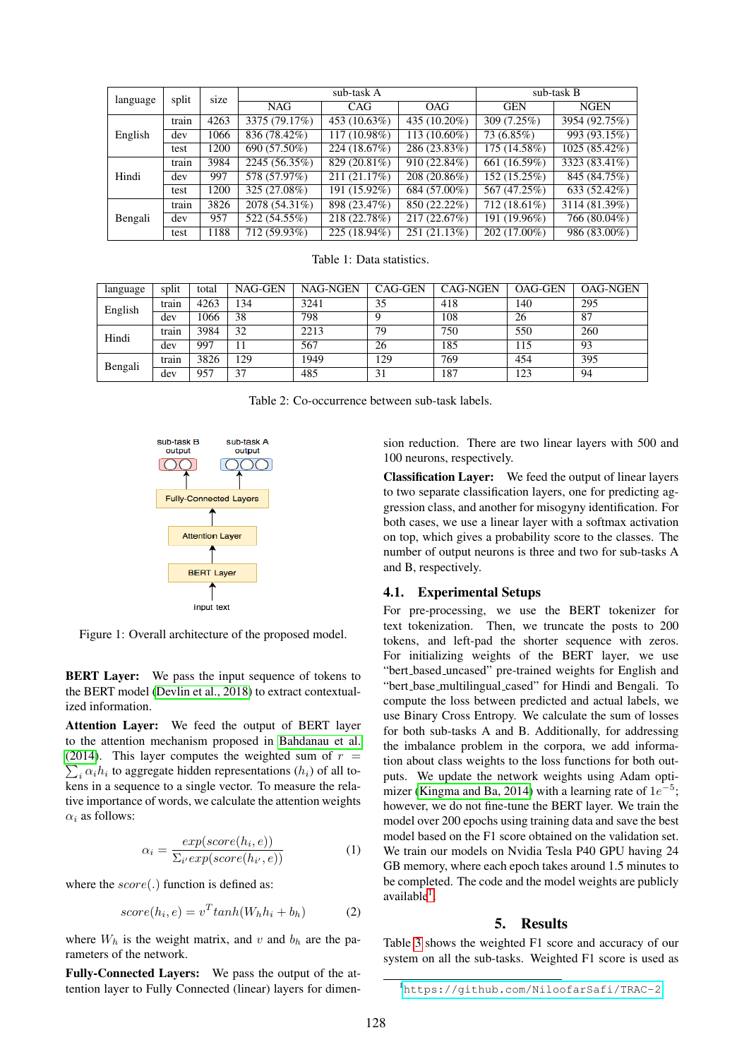| language | split | size | sub-task A | | | sub-task B | |
|---|---|---|---|---|---|---|---|
| | | | NAG | CAG | OAG | GEN | NGEN |
| English | train | 4263 | 3375 (79.17%) | 453 (10.63%) | 435 (10.20%) | 309 (7.25%) | 3954 (92.75%) |
| | dev | 1066 | 836 (78.42%) | 117 (10.98%) | 113 (10.60%) | 73 (6.85%) | 993 (93.15%) |
| | test | 1200 | 690 (57.50%) | 224 (18.67%) | 286 (23.83%) | 175 (14.58%) | 1025 (85.42%) |
| Hindi | train | 3984 | 2245 (56.35%) | 829 (20.81%) | 910 (22.84%) | 661 (16.59%) | 3323 (83.41%) |
| | dev | 997 | 578 (57.97%) | 211 (21.17%) | 208 (20.86%) | 152 (15.25%) | 845 (84.75%) |
| | test | 1200 | 325 (27.08%) | 191 (15.92%) | 684 (57.00%) | 567 (47.25%) | 633 (52.42%) |
| Bengali | train | 3826 | 2078 (54.31%) | 898 (23.47%) | 850 (22.22%) | 712 (18.61%) | 3114 (81.39%) |
| | dev | 957 | 522 (54.55%) | 218 (22.78%) | 217 (22.67%) | 191 (19.96%) | 766 (80.04%) |
| | test | 1188 | 712 (59.93%) | 225 (18.94%) | 251 (21.13%) | 202 (17.00%) | 986 (83.00%) |

Table 1: Data statistics.

| language | split | total | NAG-GEN | NAG-NGEN | CAG-GEN | CAG-NGEN | OAG-GEN | OAG-NGEN |
|---|---|---|---|---|---|---|---|---|
| English | train | 4263 | 134 | 3241 | 35 | 418 | 140 | 295 |
| | dev | 1066 | 38 | 798 | 9 | 108 | 26 | 87 |
| Hindi | train | 3984 | 32 | 2213 | 79 | 750 | 550 | 260 |
| | dev | 997 | 11 | 567 | 26 | 185 | 115 | 93 |
| Bengali | train | 3826 | 129 | 1949 | 129 | 769 | 454 | 395 |
| | dev | 957 | 37 | 485 | 31 | 187 | 123 | 94 |

Table 2: Co-occurrence between sub-task labels.

Figure 1: Overall architecture of the proposed model.

**BERT Layer:** We pass the input sequence of tokens to the BERT model (Devlin et al., 2018) to extract contextualized information.

**Attention Layer:** We feed the output of BERT layer to the attention mechanism proposed in Bahdanau et al. (2014). This layer computes the weighted sum of $r = \sum_i \alpha_i h_i$ to aggregate hidden representations ($h_i$) of all tokens in a sequence to a single vector. To measure the relative importance of words, we calculate the attention weights $\alpha_i$ as follows:

$$\alpha_i = \frac{exp(score(h_i, e))}{\Sigma_{i'} exp(score(h_{i'}, e))} \quad (1)$$

where the $score(.)$ function is defined as:

$$score(h_i, e) = v^T tanh(W_h h_i + b_h) \quad (2)$$

where $W_h$ is the weight matrix, and $v$ and $b_h$ are the parameters of the network.

**Fully-Connected Layers:** We pass the output of the attention layer to Fully Connected (linear) layers for dimension reduction. There are two linear layers with 500 and 100 neurons, respectively.

**Classification Layer:** We feed the output of linear layers to two separate classification layers, one for predicting aggression class, and another for misogyny identification. For both cases, we use a linear layer with a softmax activation on top, which gives a probability score to the classes. The number of output neurons is three and two for sub-tasks A and B, respectively.

## 4.1. Experimental Setups

For pre-processing, we use the BERT tokenizer for text tokenization. Then, we truncate the posts to 200 tokens, and left-pad the shorter sequence with zeros. For initializing weights of the BERT layer, we use "bert_based_uncased" pre-trained weights for English and "bert_base_multilingual_cased" for Hindi and Bengali. To compute the loss between predicted and actual labels, we use Binary Cross Entropy. We calculate the sum of losses for both sub-tasks A and B. Additionally, for addressing the imbalance problem in the corpora, we add information about class weights to the loss functions for both outputs. We update the network weights using Adam optimizer (Kingma and Ba, 2014) with a learning rate of $1e^{-5}$; however, we do not fine-tune the BERT layer. We train the model over 200 epochs using training data and save the best model based on the F1 score obtained on the validation set. We train our models on Nvidia Tesla P40 GPU having 24 GB memory, where each epoch takes around 1.5 minutes to be completed. The code and the model weights are publicly available[1].

# 5. Results

Table 3 shows the weighted F1 score and accuracy of our system on all the sub-tasks. Weighted F1 score is used as

[1] https://github.com/NiloofarSafi/TRAC-2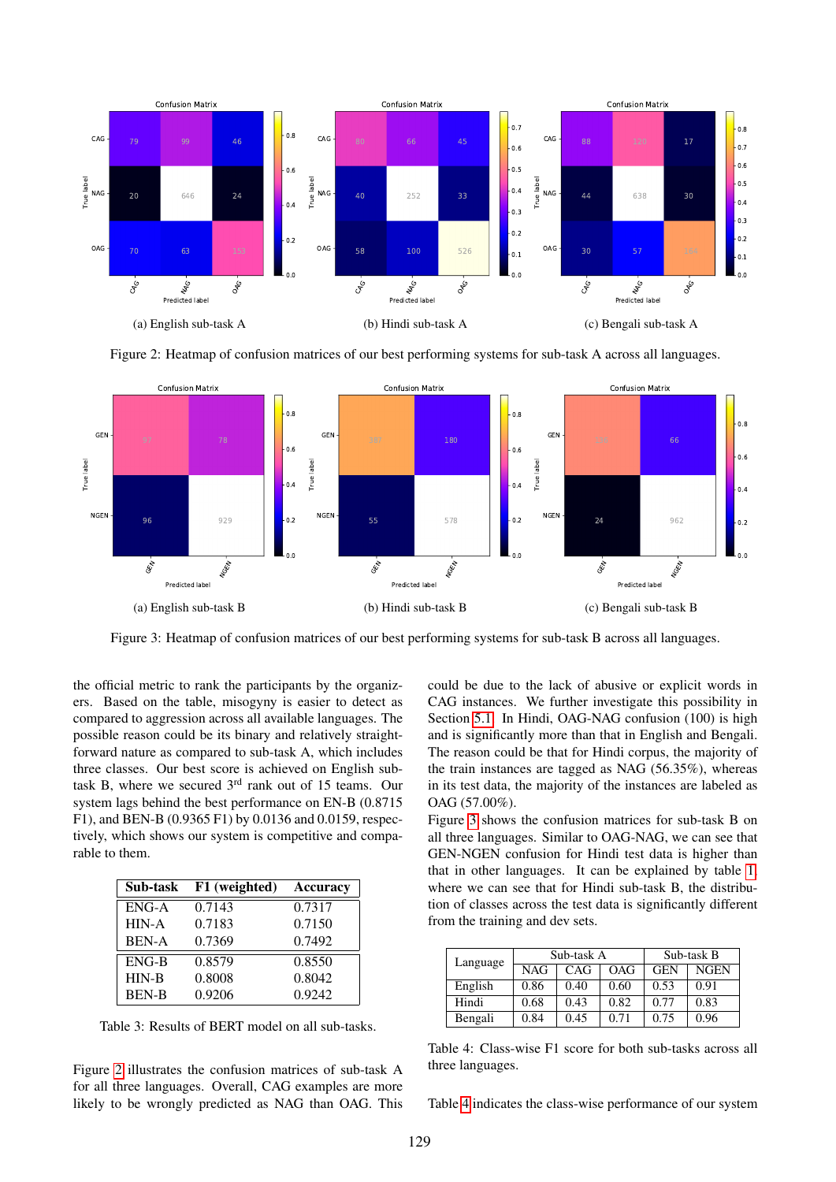(a) English sub-task A

(b) Hindi sub-task A

(c) Bengali sub-task A

Figure 2: Heatmap of confusion matrices of our best performing systems for sub-task A across all languages.

(a) English sub-task B

(b) Hindi sub-task B

(c) Bengali sub-task B

Figure 3: Heatmap of confusion matrices of our best performing systems for sub-task B across all languages.

the official metric to rank the participants by the organizers. Based on the table, misogyny is easier to detect as compared to aggression across all available languages. The possible reason could be its binary and relatively straightforward nature as compared to sub-task A, which includes three classes. Our best score is achieved on English sub-task B, where we secured 3rd rank out of 15 teams. Our system lags behind the best performance on EN-B (0.8715 F1), and BEN-B (0.9365 F1) by 0.0136 and 0.0159, respectively, which shows our system is competitive and comparable to them.

| Sub-task | F1 (weighted) | Accuracy |
|---|---|---|
| ENG-A | 0.7143 | 0.7317 |
| HIN-A | 0.7183 | 0.7150 |
| BEN-A | 0.7369 | 0.7492 |
| ENG-B | 0.8579 | 0.8550 |
| HIN-B | 0.8008 | 0.8042 |
| BEN-B | 0.9206 | 0.9242 |

Table 3: Results of BERT model on all sub-tasks.

Figure 2 illustrates the confusion matrices of sub-task A for all three languages. Overall, CAG examples are more likely to be wrongly predicted as NAG than OAG. This could be due to the lack of abusive or explicit words in CAG instances. We further investigate this possibility in Section 5.1. In Hindi, OAG-NAG confusion (100) is high and is significantly more than that in English and Bengali. The reason could be that for Hindi corpus, the majority of the train instances are tagged as NAG (56.35%), whereas in its test data, the majority of the instances are labeled as OAG (57.00%).

Figure 3 shows the confusion matrices for sub-task B on all three languages. Similar to OAG-NAG, we can see that GEN-NGEN confusion for Hindi test data is higher than that in other languages. It can be explained by table 1 where we can see that for Hindi sub-task B, the distribution of classes across the test data is significantly different from the training and dev sets.

| Language | Sub-task A | | | Sub-task B | |
|---|---|---|---|---|---|
| | NAG | CAG | OAG | GEN | NGEN |
| English | 0.86 | 0.40 | 0.60 | 0.53 | 0.91 |
| Hindi | 0.68 | 0.43 | 0.82 | 0.77 | 0.83 |
| Bengali | 0.84 | 0.45 | 0.71 | 0.75 | 0.96 |

Table 4: Class-wise F1 score for both sub-tasks across all three languages.

Table 4 indicates the class-wise performance of our system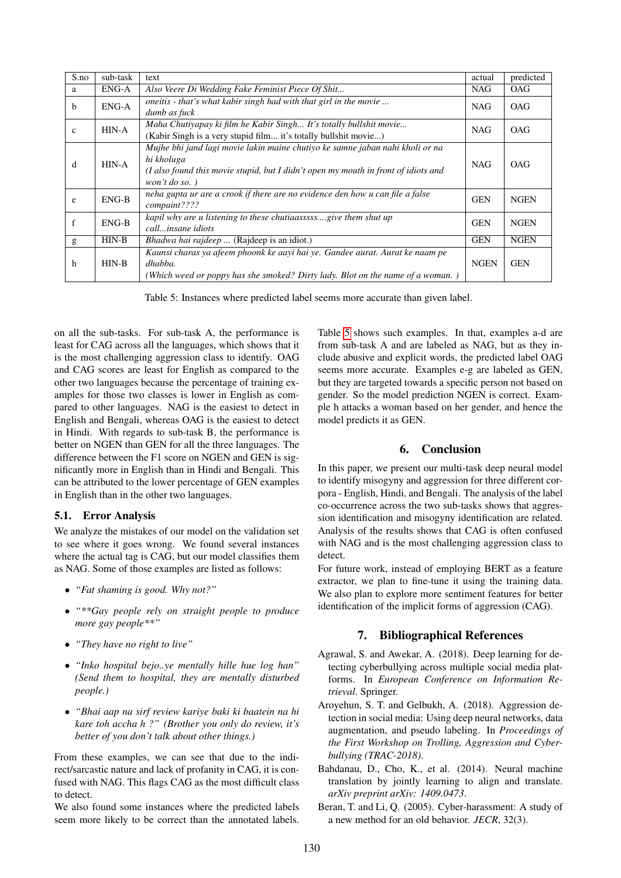| S.no | sub-task | text | actual | predicted |
|---|---|---|---|---|
| a | ENG-A | *Also Veere Di Wedding Fake Feminist Piece Of Shit...* | NAG | OAG |
| b | ENG-A | *oneitis - that's what kabir singh had with that girl in the movie ... dumb as fuck* | NAG | OAG |
| c | HIN-A | *Maha Chutiyapay ki film he Kabir Singh... It's totally bullshit movie...* (Kabir Singh is a very stupid film... it's totally bullshit movie...) | NAG | OAG |
| d | HIN-A | *Mujhe bhi jand lagi movie lakin maine chutiyo ke samne jaban nahi kholi or na hi kholuga* *(I also found this movie stupid, but I didn't open my mouth in front of idiots and won't do so. )* | NAG | OAG |
| e | ENG-B | *neha gupta ur are a crook if there are no evidence den how u can file a false compaint????* | GEN | NGEN |
| f | ENG-B | *kapil why are u listening to these chutiaasssss....give them shut up call...insane idiots* | GEN | NGEN |
| g | HIN-B | *Bhadwa hai rajdeep ...* (Rajdeep is an idiot.) | GEN | NGEN |
| h | HIN-B | *Kaunsi charas ya afeem phoonk ke aayi hai ye. Gandee aurat. Aurat ke naam pe dhabba.* *(Which weed or poppy has she smoked? Dirty lady. Blot on the name of a woman. )* | NGEN | GEN |

Table 5: Instances where predicted label seems more accurate than given label.

on all the sub-tasks. For sub-task A, the performance is least for CAG across all the languages, which shows that it is the most challenging aggression class to identify. OAG and CAG scores are least for English as compared to the other two languages because the percentage of training examples for those two classes is lower in English as compared to other languages. NAG is the easiest to detect in English and Bengali, whereas OAG is the easiest to detect in Hindi. With regards to sub-task B, the performance is better on NGEN than GEN for all the three languages. The difference between the F1 score on NGEN and GEN is significantly more in English than in Hindi and Bengali. This can be attributed to the lower percentage of GEN examples in English than in the other two languages.

### 5.1. Error Analysis

We analyze the mistakes of our model on the validation set to see where it goes wrong. We found several instances where the actual tag is CAG, but our model classifies them as NAG. Some of those examples are listed as follows:

- *"Fat shaming is good. Why not?"*
- *"**Gay people rely on straight people to produce more gay people**"*
- *"They have no right to live"*
- *"Inko hospital bejo..ye mentally hille hue log han" (Send them to hospital, they are mentally disturbed people.)*
- *"Bhai aap na sirf review kariye baki ki baatein na hi kare toh accha h ?" (Brother you only do review, it's better of you don't talk about other things.)*

From these examples, we can see that due to the indirect/sarcastic nature and lack of profanity in CAG, it is confused with NAG. This flags CAG as the most difficult class to detect.

We also found some instances where the predicted labels seem more likely to be correct than the annotated labels. Table 5 shows such examples. In that, examples a-d are from sub-task A and are labeled as NAG, but as they include abusive and explicit words, the predicted label OAG seems more accurate. Examples e-g are labeled as GEN, but they are targeted towards a specific person not based on gender. So the model prediction NGEN is correct. Example h attacks a woman based on her gender, and hence the model predicts it as GEN.

## 6. Conclusion

In this paper, we present our multi-task deep neural model to identify misogyny and aggression for three different corpora - English, Hindi, and Bengali. The analysis of the label co-occurrence across the two sub-tasks shows that aggression identification and misogyny identification are related. Analysis of the results shows that CAG is often confused with NAG and is the most challenging aggression class to detect.

For future work, instead of employing BERT as a feature extractor, we plan to fine-tune it using the training data. We also plan to explore more sentiment features for better identification of the implicit forms of aggression (CAG).

## 7. Bibliographical References

Agrawal, S. and Awekar, A. (2018). Deep learning for detecting cyberbullying across multiple social media platforms. In *European Conference on Information Retrieval*. Springer.

Aroyehun, S. T. and Gelbukh, A. (2018). Aggression detection in social media: Using deep neural networks, data augmentation, and pseudo labeling. In *Proceedings of the First Workshop on Trolling, Aggression and Cyberbullying (TRAC-2018)*.

Bahdanau, D., Cho, K., et al. (2014). Neural machine translation by jointly learning to align and translate. *arXiv preprint arXiv: 1409.0473*.

Beran, T. and Li, Q. (2005). Cyber-harassment: A study of a new method for an old behavior. *JECR*, 32(3).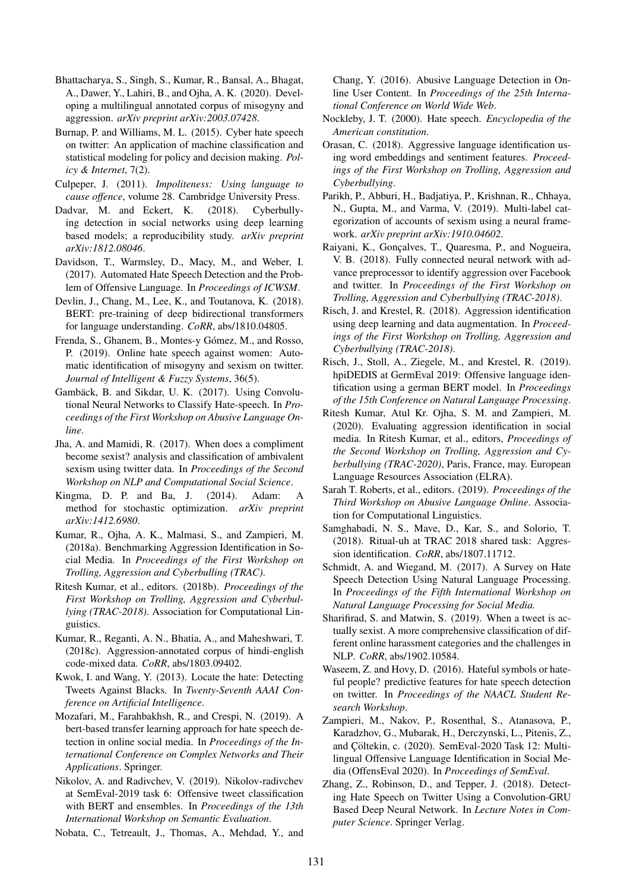Bhattacharya, S., Singh, S., Kumar, R., Bansal, A., Bhagat, A., Dawer, Y., Lahiri, B., and Ojha, A. K. (2020). Developing a multilingual annotated corpus of misogyny and aggression. *arXiv preprint arXiv:2003.07428*.

Burnap, P. and Williams, M. L. (2015). Cyber hate speech on twitter: An application of machine classification and statistical modeling for policy and decision making. *Policy & Internet*, 7(2).

Culpeper, J. (2011). *Impoliteness: Using language to cause offence*, volume 28. Cambridge University Press.

Dadvar, M. and Eckert, K. (2018). Cyberbullying detection in social networks using deep learning based models; a reproducibility study. *arXiv preprint arXiv:1812.08046*.

Davidson, T., Warmsley, D., Macy, M., and Weber, I. (2017). Automated Hate Speech Detection and the Problem of Offensive Language. In *Proceedings of ICWSM*.

Devlin, J., Chang, M., Lee, K., and Toutanova, K. (2018). BERT: pre-training of deep bidirectional transformers for language understanding. *CoRR*, abs/1810.04805.

Frenda, S., Ghanem, B., Montes-y Gómez, M., and Rosso, P. (2019). Online hate speech against women: Automatic identification of misogyny and sexism on twitter. *Journal of Intelligent & Fuzzy Systems*, 36(5).

Gambäck, B. and Sikdar, U. K. (2017). Using Convolutional Neural Networks to Classify Hate-speech. In *Proceedings of the First Workshop on Abusive Language Online*.

Jha, A. and Mamidi, R. (2017). When does a compliment become sexist? analysis and classification of ambivalent sexism using twitter data. In *Proceedings of the Second Workshop on NLP and Computational Social Science*.

Kingma, D. P. and Ba, J. (2014). Adam: A method for stochastic optimization. *arXiv preprint arXiv:1412.6980*.

Kumar, R., Ojha, A. K., Malmasi, S., and Zampieri, M. (2018a). Benchmarking Aggression Identification in Social Media. In *Proceedings of the First Workshop on Trolling, Aggression and Cyberbulling (TRAC)*.

Ritesh Kumar, et al., editors. (2018b). *Proceedings of the First Workshop on Trolling, Aggression and Cyberbullying (TRAC-2018)*. Association for Computational Linguistics.

Kumar, R., Reganti, A. N., Bhatia, A., and Maheshwari, T. (2018c). Aggression-annotated corpus of hindi-english code-mixed data. *CoRR*, abs/1803.09402.

Kwok, I. and Wang, Y. (2013). Locate the hate: Detecting Tweets Against Blacks. In *Twenty-Seventh AAAI Conference on Artificial Intelligence*.

Mozafari, M., Farahbakhsh, R., and Crespi, N. (2019). A bert-based transfer learning approach for hate speech detection in online social media. In *Proceedings of the International Conference on Complex Networks and Their Applications*. Springer.

Nikolov, A. and Radivchev, V. (2019). Nikolov-radivchev at SemEval-2019 task 6: Offensive tweet classification with BERT and ensembles. In *Proceedings of the 13th International Workshop on Semantic Evaluation*.

Nobata, C., Tetreault, J., Thomas, A., Mehdad, Y., and Chang, Y. (2016). Abusive Language Detection in Online User Content. In *Proceedings of the 25th International Conference on World Wide Web*.

Nockleby, J. T. (2000). Hate speech. *Encyclopedia of the American constitution*.

Orasan, C. (2018). Aggressive language identification using word embeddings and sentiment features. *Proceedings of the First Workshop on Trolling, Aggression and Cyberbullying*.

Parikh, P., Abburi, H., Badjatiya, P., Krishnan, R., Chhaya, N., Gupta, M., and Varma, V. (2019). Multi-label categorization of accounts of sexism using a neural framework. *arXiv preprint arXiv:1910.04602*.

Raiyani, K., Gonçalves, T., Quaresma, P., and Nogueira, V. B. (2018). Fully connected neural network with advance preprocessor to identify aggression over Facebook and twitter. In *Proceedings of the First Workshop on Trolling, Aggression and Cyberbullying (TRAC-2018)*.

Risch, J. and Krestel, R. (2018). Aggression identification using deep learning and data augmentation. In *Proceedings of the First Workshop on Trolling, Aggression and Cyberbullying (TRAC-2018)*.

Risch, J., Stoll, A., Ziegele, M., and Krestel, R. (2019). hpiDEDIS at GermEval 2019: Offensive language identification using a german BERT model. In *Proceedings of the 15th Conference on Natural Language Processing*.

Ritesh Kumar, Atul Kr. Ojha, S. M. and Zampieri, M. (2020). Evaluating aggression identification in social media. In Ritesh Kumar, et al., editors, *Proceedings of the Second Workshop on Trolling, Aggression and Cyberbullying (TRAC-2020)*, Paris, France, may. European Language Resources Association (ELRA).

Sarah T. Roberts, et al., editors. (2019). *Proceedings of the Third Workshop on Abusive Language Online*. Association for Computational Linguistics.

Samghabadi, N. S., Mave, D., Kar, S., and Solorio, T. (2018). Ritual-uh at TRAC 2018 shared task: Aggression identification. *CoRR*, abs/1807.11712.

Schmidt, A. and Wiegand, M. (2017). A Survey on Hate Speech Detection Using Natural Language Processing. In *Proceedings of the Fifth International Workshop on Natural Language Processing for Social Media.*

Sharifirad, S. and Matwin, S. (2019). When a tweet is actually sexist. A more comprehensive classification of different online harassment categories and the challenges in NLP. *CoRR*, abs/1902.10584.

Waseem, Z. and Hovy, D. (2016). Hateful symbols or hateful people? predictive features for hate speech detection on twitter. In *Proceedings of the NAACL Student Research Workshop*.

Zampieri, M., Nakov, P., Rosenthal, S., Atanasova, P., Karadzhov, G., Mubarak, H., Derczynski, L., Pitenis, Z., and Çöltekin, c. (2020). SemEval-2020 Task 12: Multilingual Offensive Language Identification in Social Media (OffensEval 2020). In *Proceedings of SemEval*.

Zhang, Z., Robinson, D., and Tepper, J. (2018). Detecting Hate Speech on Twitter Using a Convolution-GRU Based Deep Neural Network. In *Lecture Notes on Computer Science*. Springer Verlag.